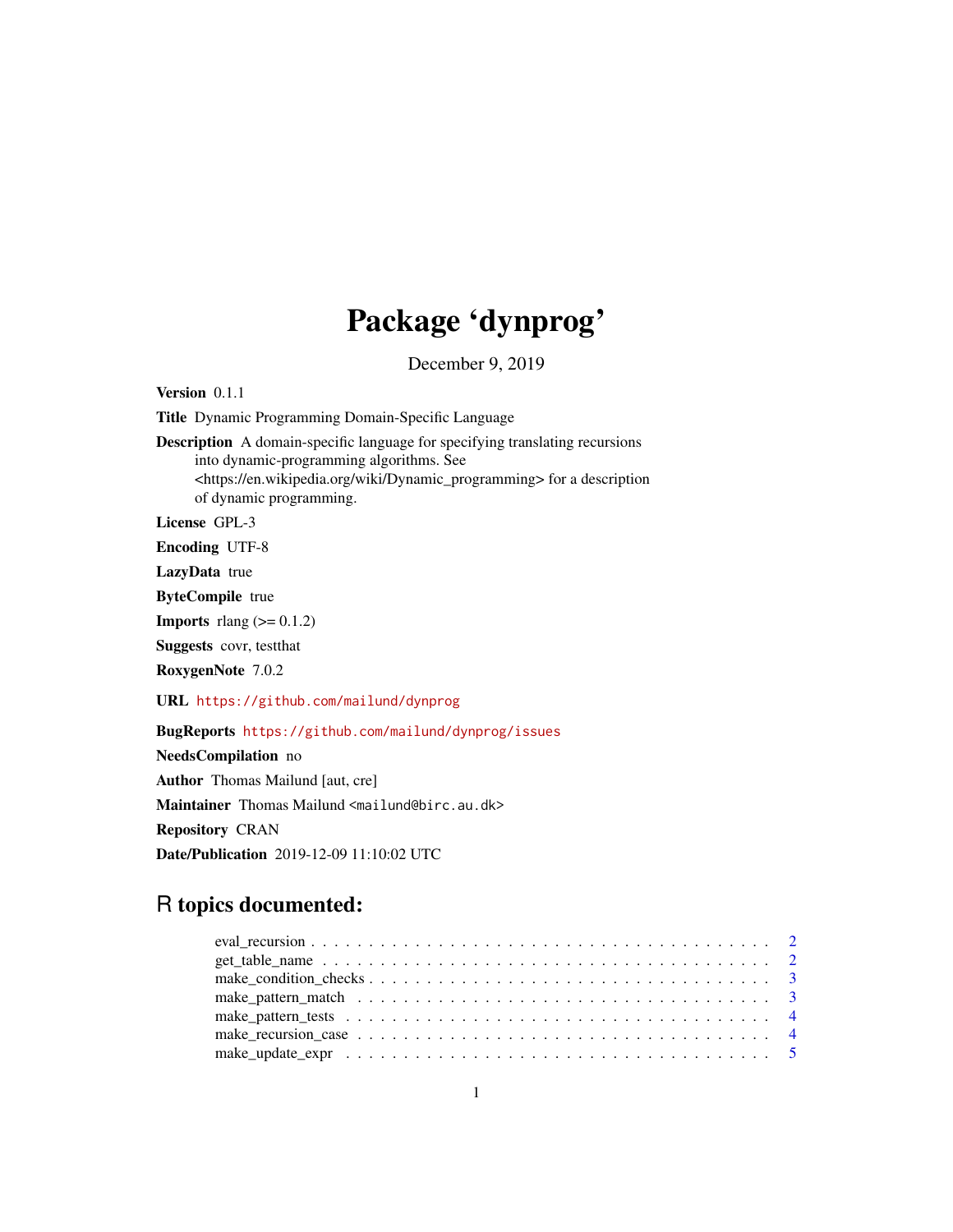# Package 'dynprog'

December 9, 2019

**Version** 0.1.1

**Title** Dynamic Programming Domain-Specific Language

**Description** A domain-specific language for specifying translating recursions into dynamic-programming algorithms. See <https://en.wikipedia.org/wiki/Dynamic_programming> for a description of dynamic programming.

**License** GPL-3

**Encoding** UTF-8

**LazyData** true

**ByteCompile** true

**Imports** rlang (>= 0.1.2)

**Suggests** covr, testthat

**RoxygenNote** 7.0.2

**URL** https://github.com/mailund/dynprog

**BugReports** https://github.com/mailund/dynprog/issues

**NeedsCompilation** no

**Author** Thomas Mailund [aut, cre]

**Maintainer** Thomas Mailund <mailund@birc.au.dk>

**Repository** CRAN

**Date/Publication** 2019-12-09 11:10:02 UTC

## R topics documented:

- eval_recursion . . . . . . . . . . . . . . . . . . . . . . . . . . . . . . . . . . . . . . . . 2
- get_table_name . . . . . . . . . . . . . . . . . . . . . . . . . . . . . . . . . . . . . . . . 2
- make_condition_checks . . . . . . . . . . . . . . . . . . . . . . . . . . . . . . . . . . . . 3
- make_pattern_match . . . . . . . . . . . . . . . . . . . . . . . . . . . . . . . . . . . . . 3
- make_pattern_tests . . . . . . . . . . . . . . . . . . . . . . . . . . . . . . . . . . . . . . 4
- make_recursion_case . . . . . . . . . . . . . . . . . . . . . . . . . . . . . . . . . . . . . 4
- make_update_expr . . . . . . . . . . . . . . . . . . . . . . . . . . . . . . . . . . . . . . 5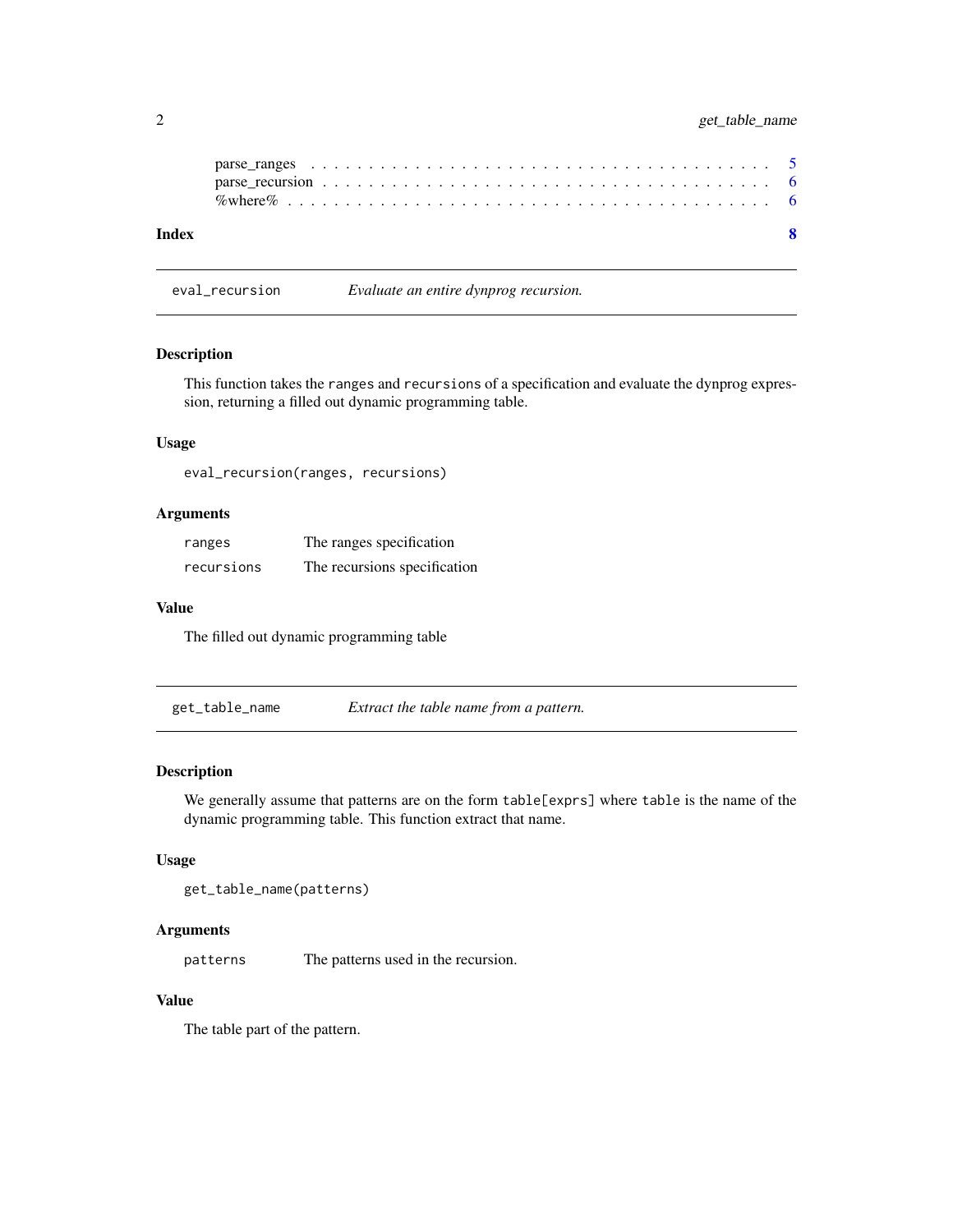parse_ranges . . . . . . . . . . . . . . . . . . . . . . . . . . . . . . . . . . . . . . 5
parse_recursion . . . . . . . . . . . . . . . . . . . . . . . . . . . . . . . . . . . . 6
%where% . . . . . . . . . . . . . . . . . . . . . . . . . . . . . . . . . . . . . . . . 6

**Index** **8**

---

## eval_recursion — *Evaluate an entire dynprog recursion.*

### Description

This function takes the `ranges` and `recursions` of a specification and evaluate the dynprog expression, returning a filled out dynamic programming table.

### Usage

```
eval_recursion(ranges, recursions)
```

### Arguments

| | |
|---|---|
| `ranges` | The ranges specification |
| `recursions` | The recursions specification |

### Value

The filled out dynamic programming table

---

## get_table_name — *Extract the table name from a pattern.*

### Description

We generally assume that patterns are on the form `table[exprs]` where `table` is the name of the dynamic programming table. This function extract that name.

### Usage

```
get_table_name(patterns)
```

### Arguments

| | |
|---|---|
| `patterns` | The patterns used in the recursion. |

### Value

The table part of the pattern.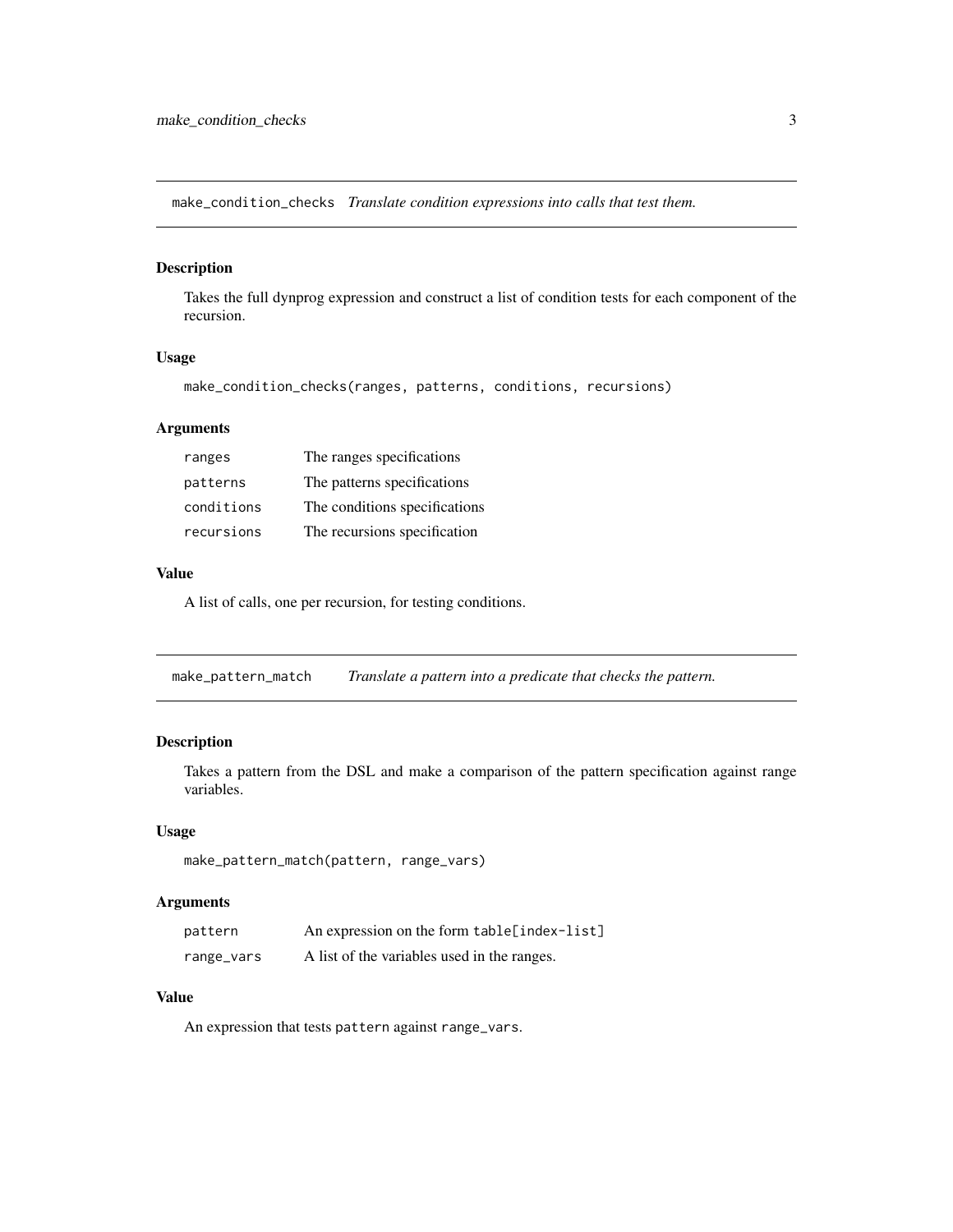## make_condition_checks *Translate condition expressions into calls that test them.*

### Description

Takes the full dynprog expression and construct a list of condition tests for each component of the recursion.

### Usage

```
make_condition_checks(ranges, patterns, conditions, recursions)
```

### Arguments

| | |
|---|---|
| ranges | The ranges specifications |
| patterns | The patterns specifications |
| conditions | The conditions specifications |
| recursions | The recursions specification |

### Value

A list of calls, one per recursion, for testing conditions.

## make_pattern_match *Translate a pattern into a predicate that checks the pattern.*

### Description

Takes a pattern from the DSL and make a comparison of the pattern specification against range variables.

### Usage

```
make_pattern_match(pattern, range_vars)
```

### Arguments

| | |
|---|---|
| pattern | An expression on the form `table[index-list]` |
| range_vars | A list of the variables used in the ranges. |

### Value

An expression that tests `pattern` against `range_vars`.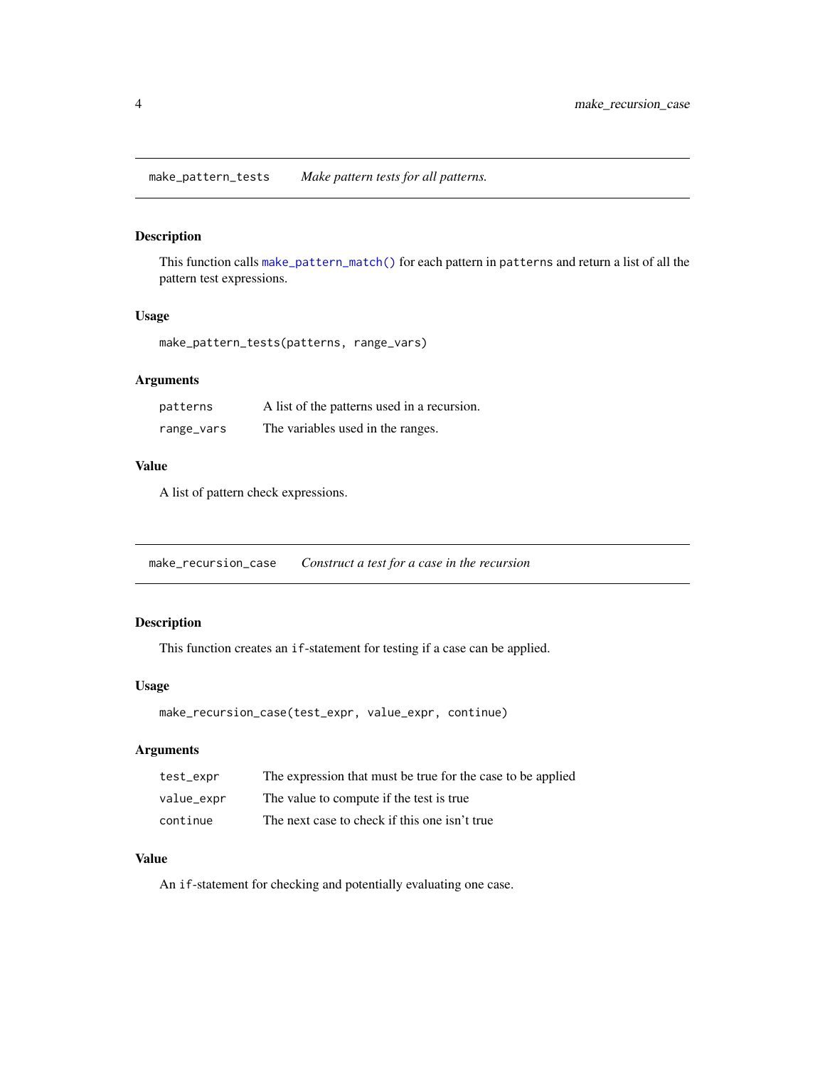## make_pattern_tests — *Make pattern tests for all patterns.*

### Description

This function calls `make_pattern_match()` for each pattern in `patterns` and return a list of all the pattern test expressions.

### Usage

```
make_pattern_tests(patterns, range_vars)
```

### Arguments

| | |
|---|---|
| `patterns` | A list of the patterns used in a recursion. |
| `range_vars` | The variables used in the ranges. |

### Value

A list of pattern check expressions.

## make_recursion_case — *Construct a test for a case in the recursion*

### Description

This function creates an `if`-statement for testing if a case can be applied.

### Usage

```
make_recursion_case(test_expr, value_expr, continue)
```

### Arguments

| | |
|---|---|
| `test_expr` | The expression that must be true for the case to be applied |
| `value_expr` | The value to compute if the test is true |
| `continue` | The next case to check if this one isn't true |

### Value

An `if`-statement for checking and potentially evaluating one case.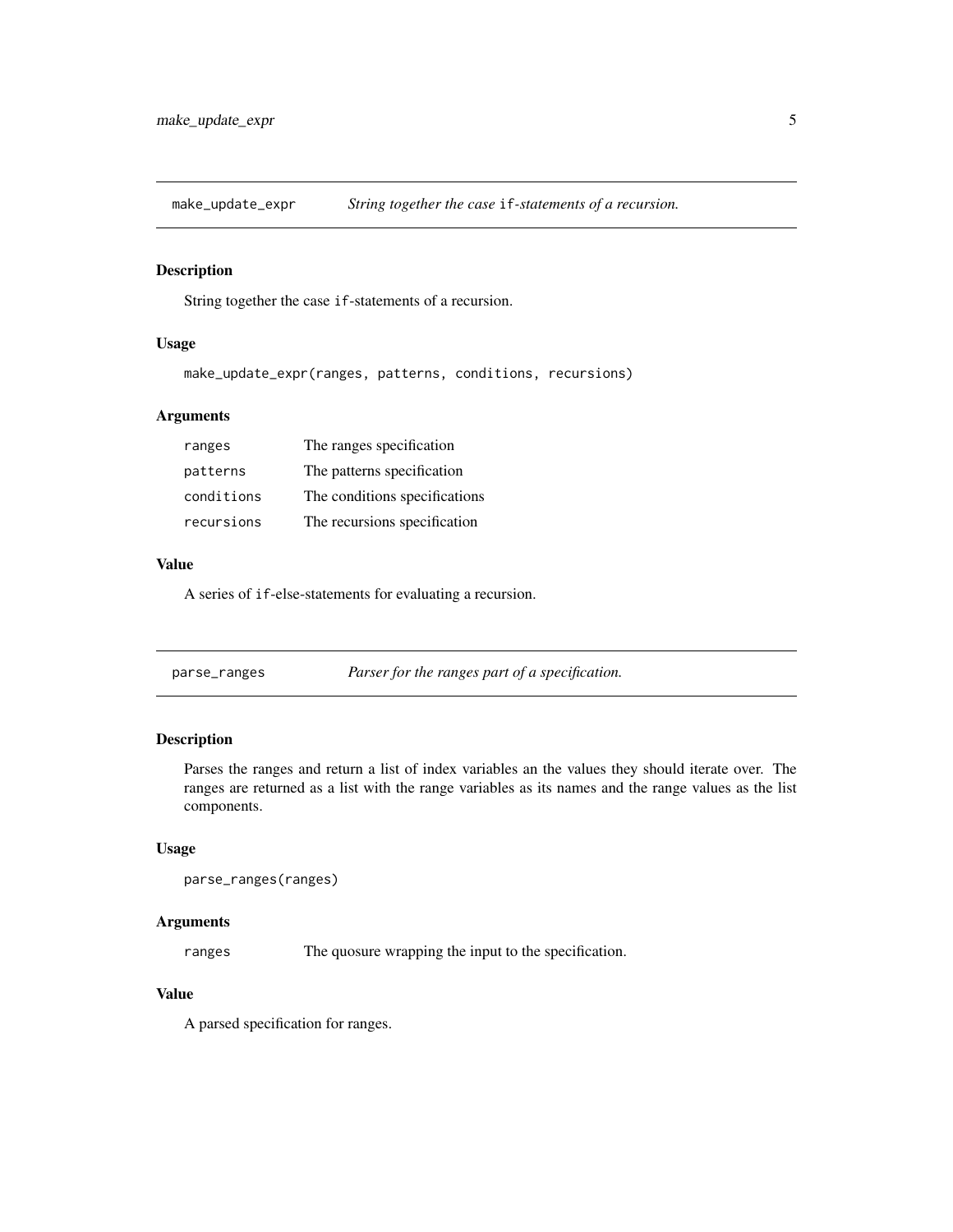## make_update_expr — *String together the case `if`-statements of a recursion.*

### Description

String together the case `if`-statements of a recursion.

### Usage

```
make_update_expr(ranges, patterns, conditions, recursions)
```

### Arguments

| | |
|---|---|
| `ranges` | The ranges specification |
| `patterns` | The patterns specification |
| `conditions` | The conditions specifications |
| `recursions` | The recursions specification |

### Value

A series of `if`-else-statements for evaluating a recursion.

## parse_ranges — *Parser for the ranges part of a specification.*

### Description

Parses the ranges and return a list of index variables an the values they should iterate over. The ranges are returned as a list with the range variables as its names and the range values as the list components.

### Usage

```
parse_ranges(ranges)
```

### Arguments

| | |
|---|---|
| `ranges` | The quosure wrapping the input to the specification. |

### Value

A parsed specification for ranges.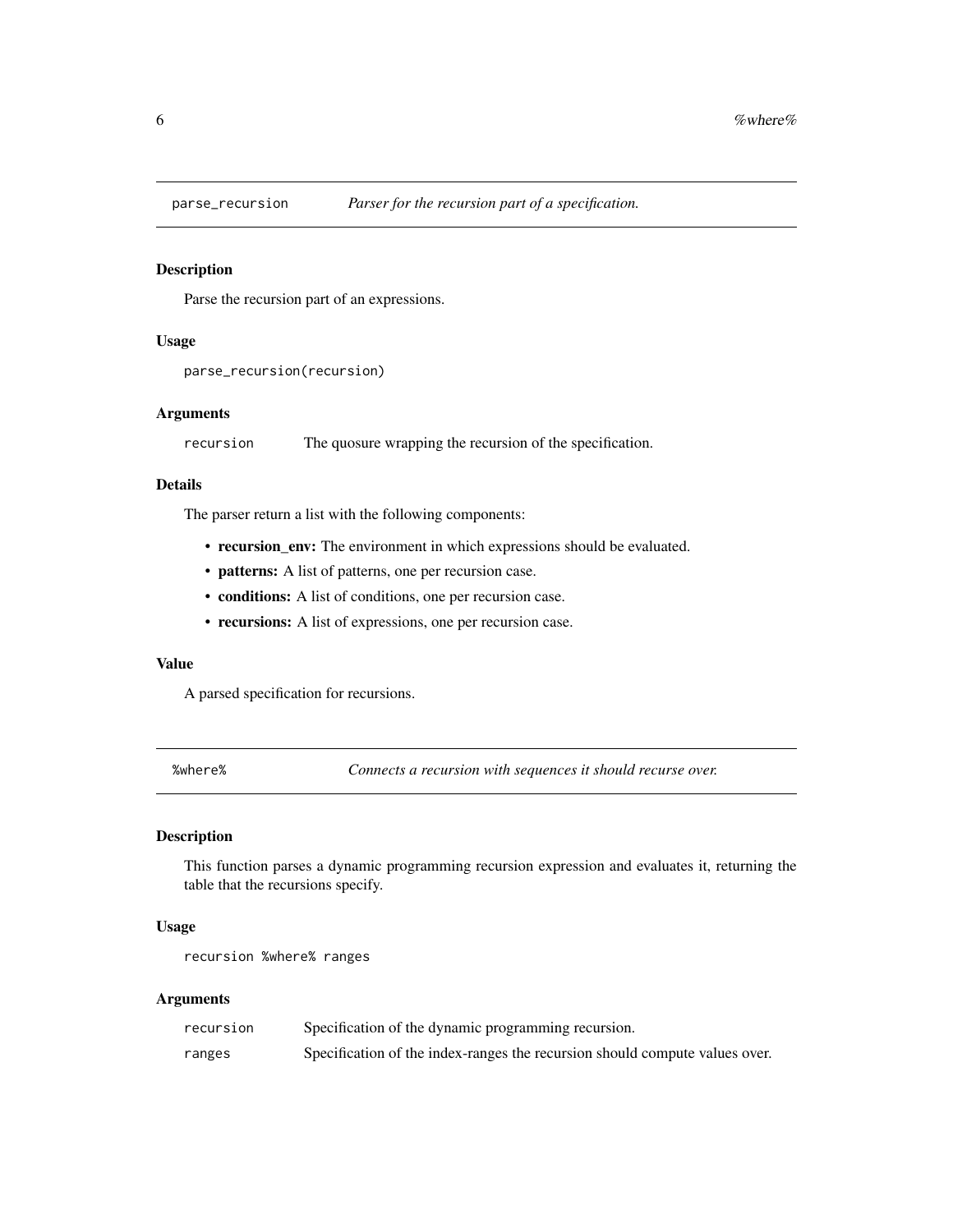## parse_recursion *Parser for the recursion part of a specification.*

### Description

Parse the recursion part of an expressions.

### Usage

```
parse_recursion(recursion)
```

### Arguments

| | |
|---|---|
| recursion | The quosure wrapping the recursion of the specification. |

### Details

The parser return a list with the following components:

- **recursion_env:** The environment in which expressions should be evaluated.
- **patterns:** A list of patterns, one per recursion case.
- **conditions:** A list of conditions, one per recursion case.
- **recursions:** A list of expressions, one per recursion case.

### Value

A parsed specification for recursions.

## %where% *Connects a recursion with sequences it should recurse over.*

### Description

This function parses a dynamic programming recursion expression and evaluates it, returning the table that the recursions specify.

### Usage

```
recursion %where% ranges
```

### Arguments

| | |
|---|---|
| recursion | Specification of the dynamic programming recursion. |
| ranges | Specification of the index-ranges the recursion should compute values over. |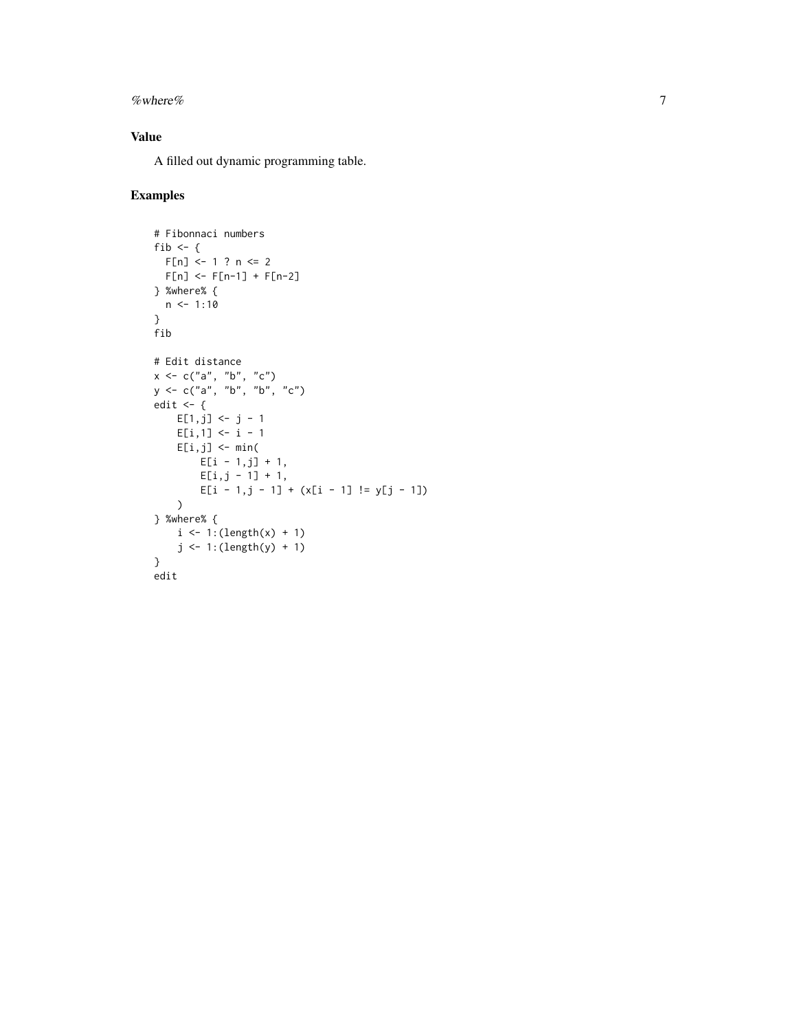## Value

A filled out dynamic programming table.

## Examples

```
# Fibonnaci numbers
fib <- {
  F[n] <- 1 ? n <= 2
  F[n] <- F[n-1] + F[n-2]
} %where% {
  n <- 1:10
}
fib

# Edit distance
x <- c("a", "b", "c")
y <- c("a", "b", "b", "c")
edit <- {
    E[1,j] <- j - 1
    E[i,1] <- i - 1
    E[i,j] <- min(
        E[i - 1,j] + 1,
        E[i,j - 1] + 1,
        E[i - 1,j - 1] + (x[i - 1] != y[j - 1])
    )
} %where% {
    i <- 1:(length(x) + 1)
    j <- 1:(length(y) + 1)
}
edit
```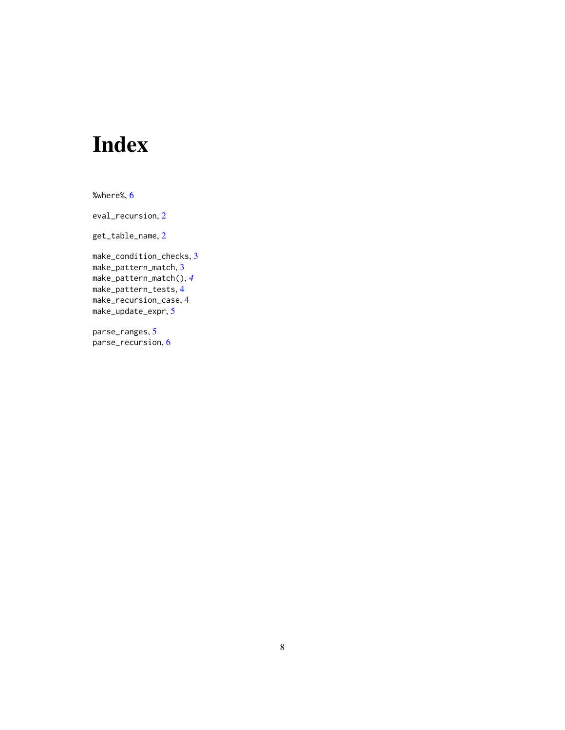# Index

%where%, 6

eval_recursion, 2

get_table_name, 2

make_condition_checks, 3
make_pattern_match, 3
make_pattern_match(), *4*
make_pattern_tests, 4
make_recursion_case, 4
make_update_expr, 5

parse_ranges, 5
parse_recursion, 6